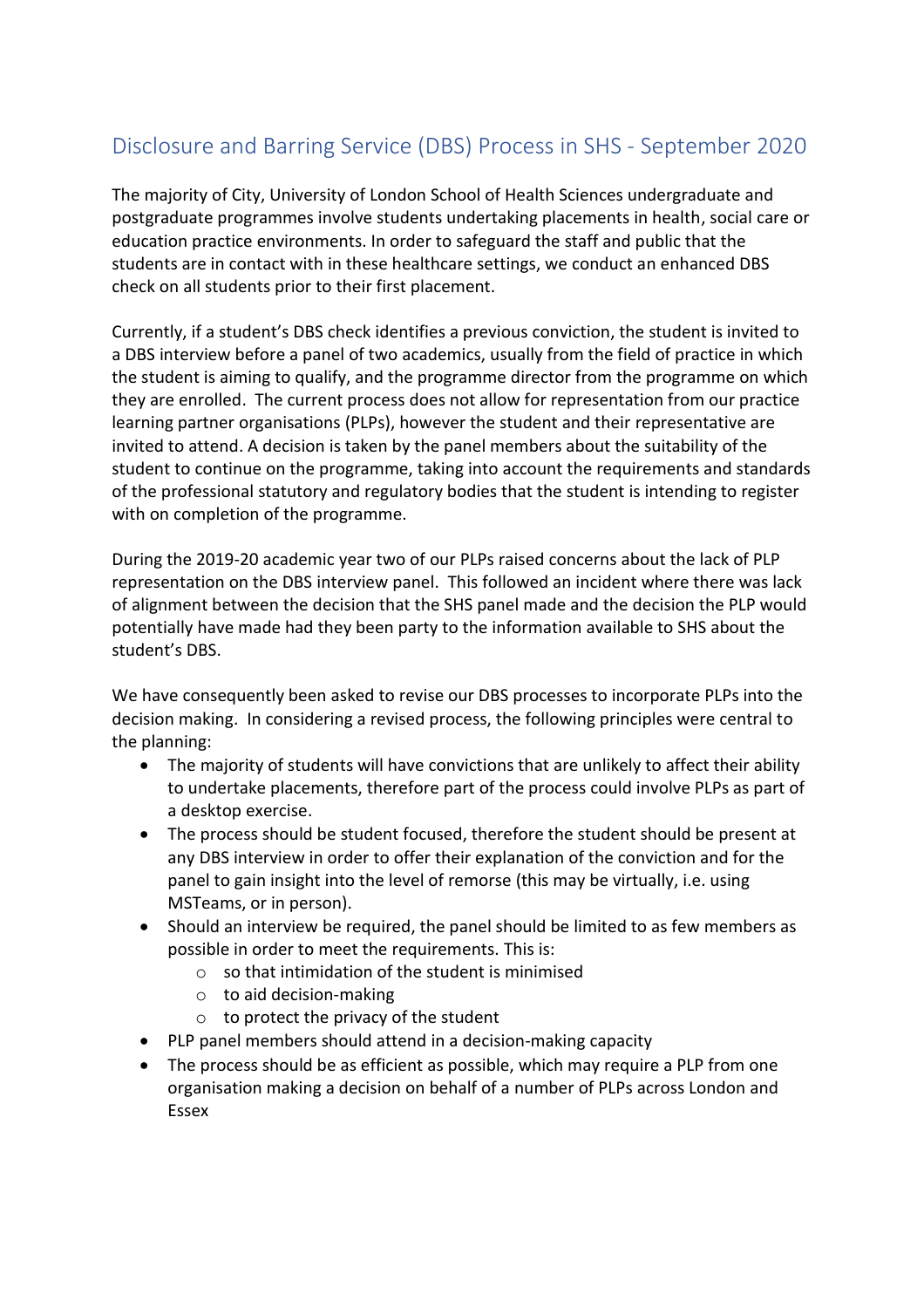# Disclosure and Barring Service (DBS) Process in SHS - September 2020

The majority of City, University of London School of Health Sciences undergraduate and postgraduate programmes involve students undertaking placements in health, social care or education practice environments. In order to safeguard the staff and public that the students are in contact with in these healthcare settings, we conduct an enhanced DBS check on all students prior to their first placement.

Currently, if a student's DBS check identifies a previous conviction, the student is invited to a DBS interview before a panel of two academics, usually from the field of practice in which the student is aiming to qualify, and the programme director from the programme on which they are enrolled. The current process does not allow for representation from our practice learning partner organisations (PLPs), however the student and their representative are invited to attend. A decision is taken by the panel members about the suitability of the student to continue on the programme, taking into account the requirements and standards of the professional statutory and regulatory bodies that the student is intending to register with on completion of the programme.

During the 2019-20 academic year two of our PLPs raised concerns about the lack of PLP representation on the DBS interview panel. This followed an incident where there was lack of alignment between the decision that the SHS panel made and the decision the PLP would potentially have made had they been party to the information available to SHS about the student's DBS.

We have consequently been asked to revise our DBS processes to incorporate PLPs into the decision making. In considering a revised process, the following principles were central to the planning:

- The majority of students will have convictions that are unlikely to affect their ability to undertake placements, therefore part of the process could involve PLPs as part of a desktop exercise.
- The process should be student focused, therefore the student should be present at any DBS interview in order to offer their explanation of the conviction and for the panel to gain insight into the level of remorse (this may be virtually, i.e. using MSTeams, or in person).
- Should an interview be required, the panel should be limited to as few members as possible in order to meet the requirements. This is:
  - so that intimidation of the student is minimised
  - to aid decision-making
  - to protect the privacy of the student
- PLP panel members should attend in a decision-making capacity
- The process should be as efficient as possible, which may require a PLP from one organisation making a decision on behalf of a number of PLPs across London and Essex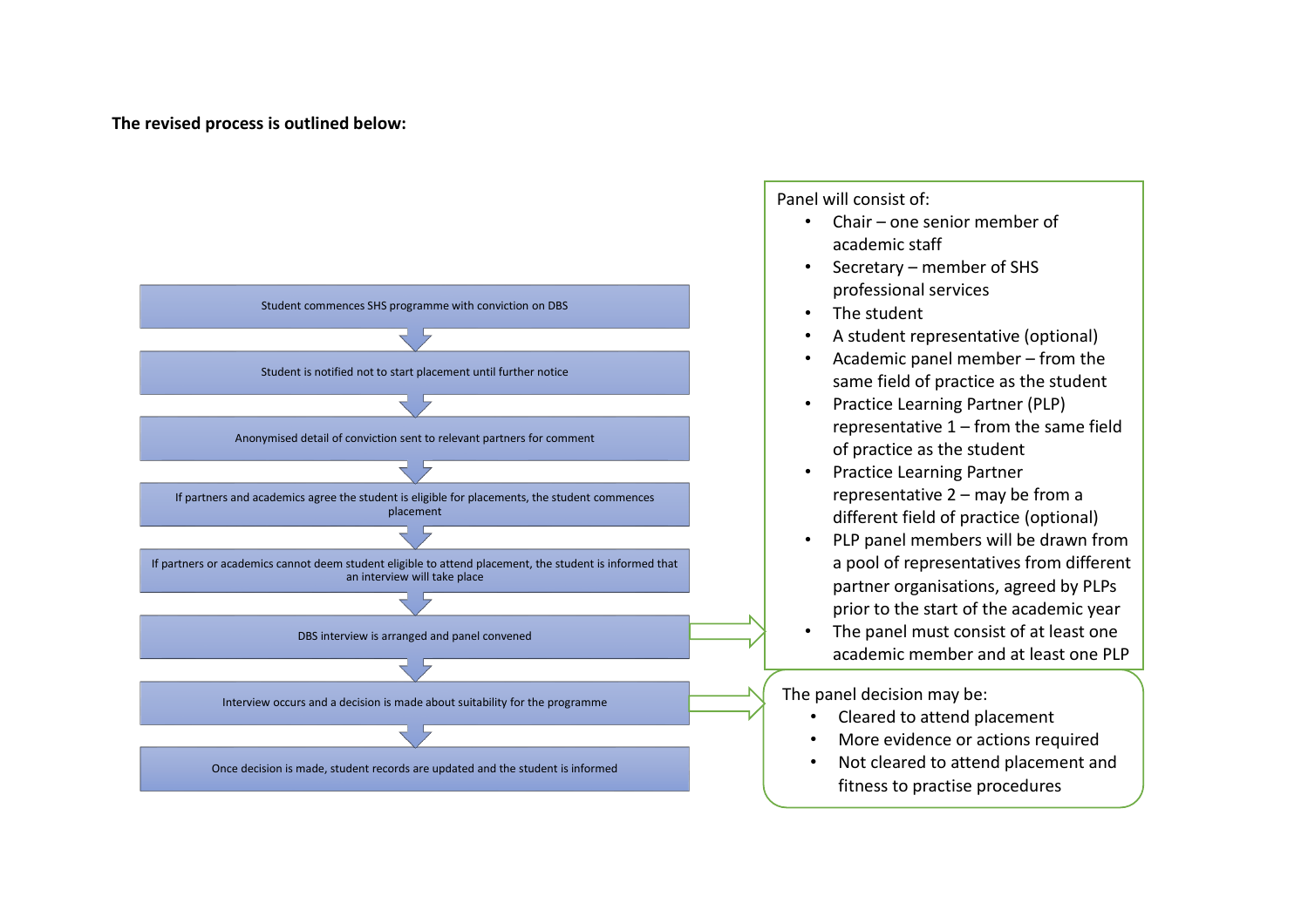**The revised process is outlined below:**

Student commences SHS programme with conviction on DBS

Student is notified not to start placement until further notice

Anonymised detail of conviction sent to relevant partners for comment

If partners and academics agree the student is eligible for placements, the student commences placement

If partners or academics cannot deem student eligible to attend placement, the student is informed that an interview will take place

DBS interview is arranged and panel convened

Interview occurs and a decision is made about suitability for the programme

Once decision is made, student records are updated and the student is informed

Panel will consist of:

- Chair – one senior member of academic staff
- Secretary – member of SHS professional services
- The student
- A student representative (optional)
- Academic panel member – from the same field of practice as the student
- Practice Learning Partner (PLP) representative 1 – from the same field of practice as the student
- Practice Learning Partner representative 2 – may be from a different field of practice (optional)
- PLP panel members will be drawn from a pool of representatives from different partner organisations, agreed by PLPs prior to the start of the academic year
- The panel must consist of at least one academic member and at least one PLP

The panel decision may be:

- Cleared to attend placement
- More evidence or actions required
- Not cleared to attend placement and fitness to practise procedures